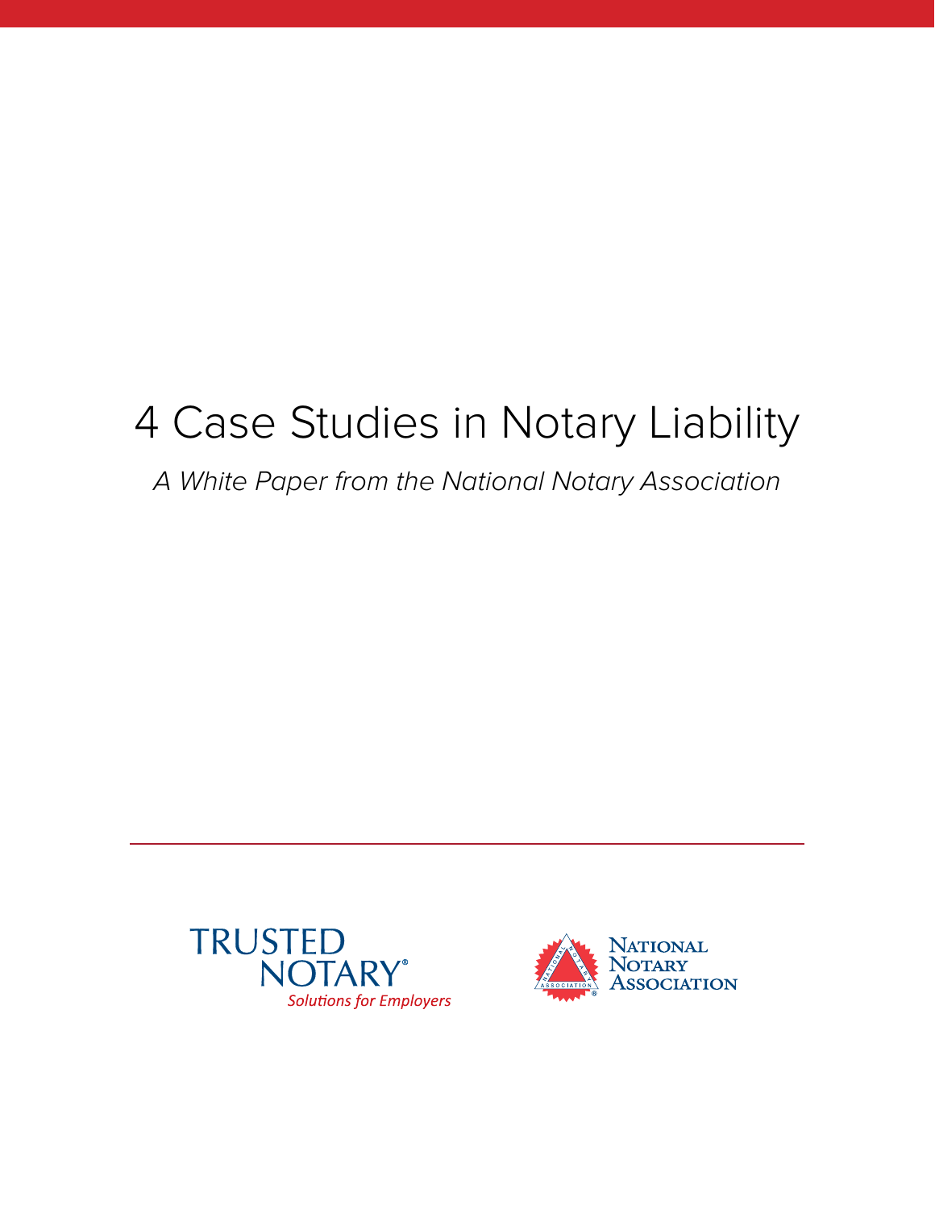# 4 Case Studies in Notary Liability

*A White Paper from the National Notary Association*

TRUSTED NOTARY®

*Solutions for Employers*

NATIONAL NOTARY ASSOCIATION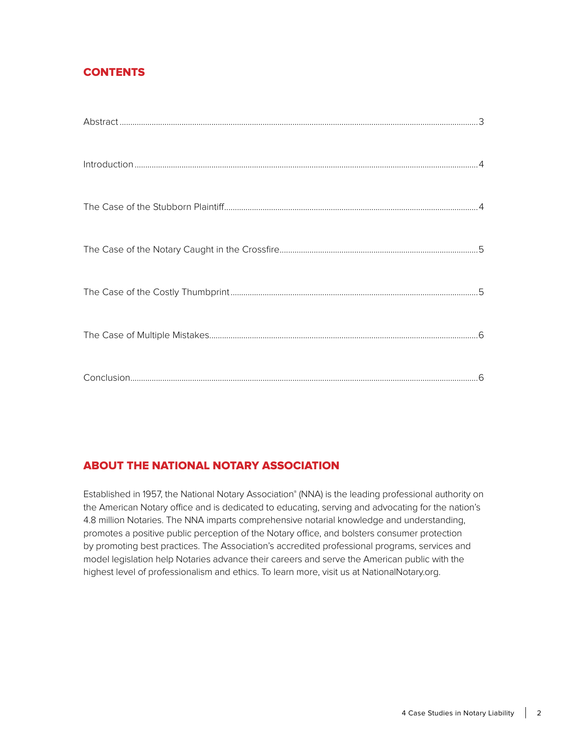## CONTENTS

Abstract ........................................................................................................................................................ 3

Introduction ..................................................................................................................................................... 4

The Case of the Stubborn Plaintiff ........................................................................................................... 4

The Case of the Notary Caught in the Crossfire .................................................................................. 5

The Case of the Costly Thumbprint .......................................................................................................... 5

The Case of Multiple Mistakes .................................................................................................................. 6

Conclusion ...................................................................................................................................................... 6

## ABOUT THE NATIONAL NOTARY ASSOCIATION

Established in 1957, the National Notary Association® (NNA) is the leading professional authority on the American Notary office and is dedicated to educating, serving and advocating for the nation's 4.8 million Notaries. The NNA imparts comprehensive notarial knowledge and understanding, promotes a positive public perception of the Notary office, and bolsters consumer protection by promoting best practices. The Association's accredited professional programs, services and model legislation help Notaries advance their careers and serve the American public with the highest level of professionalism and ethics. To learn more, visit us at NationalNotary.org.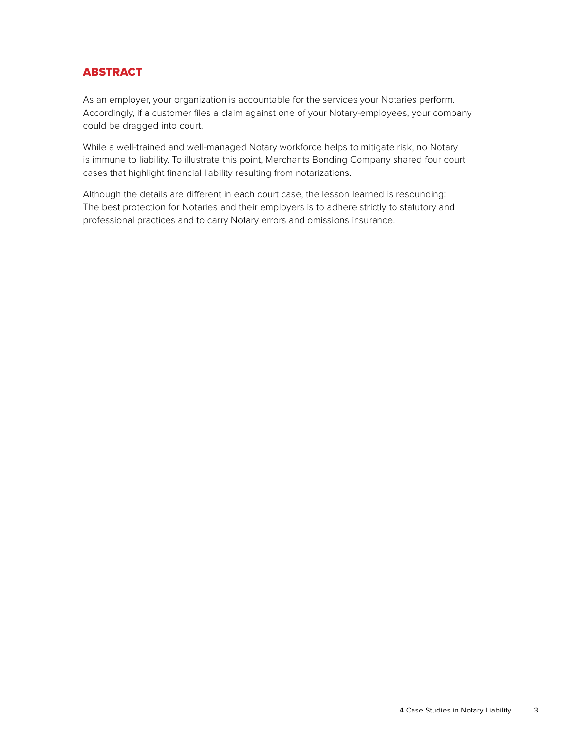## ABSTRACT

As an employer, your organization is accountable for the services your Notaries perform. Accordingly, if a customer files a claim against one of your Notary-employees, your company could be dragged into court.

While a well-trained and well-managed Notary workforce helps to mitigate risk, no Notary is immune to liability. To illustrate this point, Merchants Bonding Company shared four court cases that highlight financial liability resulting from notarizations.

Although the details are different in each court case, the lesson learned is resounding: The best protection for Notaries and their employers is to adhere strictly to statutory and professional practices and to carry Notary errors and omissions insurance.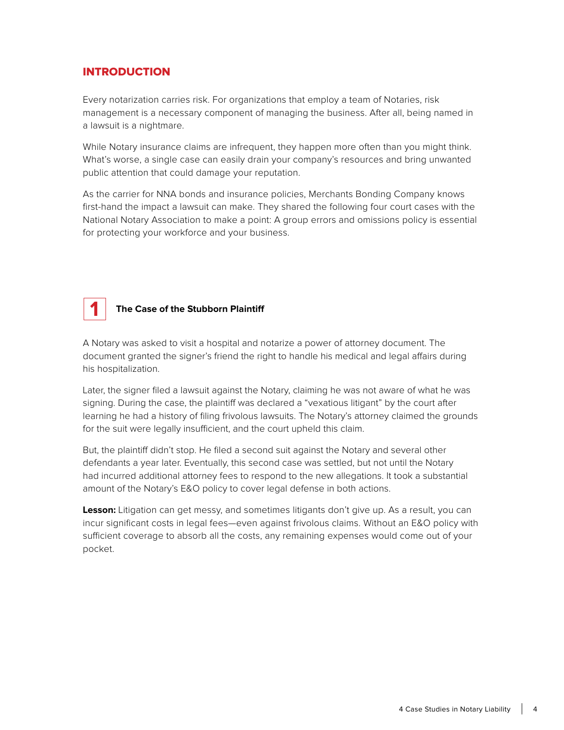## INTRODUCTION

Every notarization carries risk. For organizations that employ a team of Notaries, risk management is a necessary component of managing the business. After all, being named in a lawsuit is a nightmare.

While Notary insurance claims are infrequent, they happen more often than you might think. What's worse, a single case can easily drain your company's resources and bring unwanted public attention that could damage your reputation.

As the carrier for NNA bonds and insurance policies, Merchants Bonding Company knows first-hand the impact a lawsuit can make. They shared the following four court cases with the National Notary Association to make a point: A group errors and omissions policy is essential for protecting your workforce and your business.

### 1 The Case of the Stubborn Plaintiff

A Notary was asked to visit a hospital and notarize a power of attorney document. The document granted the signer's friend the right to handle his medical and legal affairs during his hospitalization.

Later, the signer filed a lawsuit against the Notary, claiming he was not aware of what he was signing. During the case, the plaintiff was declared a "vexatious litigant" by the court after learning he had a history of filing frivolous lawsuits. The Notary's attorney claimed the grounds for the suit were legally insufficient, and the court upheld this claim.

But, the plaintiff didn't stop. He filed a second suit against the Notary and several other defendants a year later. Eventually, this second case was settled, but not until the Notary had incurred additional attorney fees to respond to the new allegations. It took a substantial amount of the Notary's E&O policy to cover legal defense in both actions.

**Lesson:** Litigation can get messy, and sometimes litigants don't give up. As a result, you can incur significant costs in legal fees—even against frivolous claims. Without an E&O policy with sufficient coverage to absorb all the costs, any remaining expenses would come out of your pocket.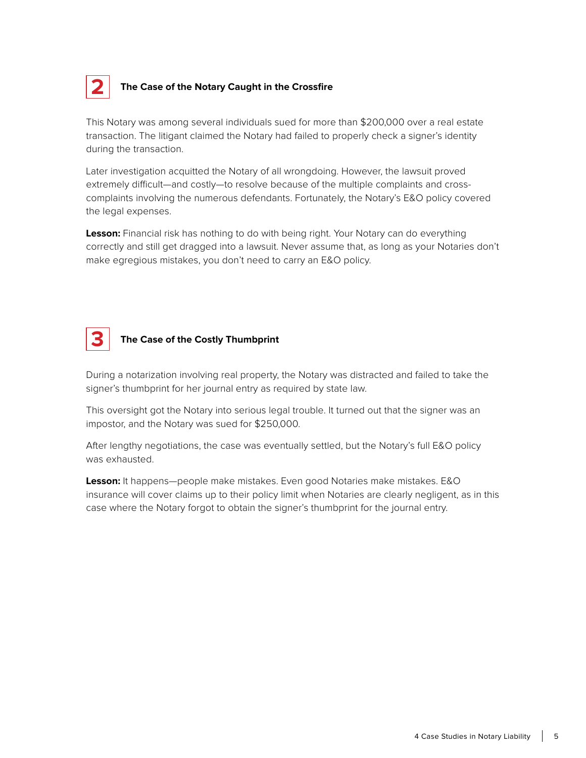## 2 The Case of the Notary Caught in the Crossfire

This Notary was among several individuals sued for more than $200,000 over a real estate transaction. The litigant claimed the Notary had failed to properly check a signer's identity during the transaction.

Later investigation acquitted the Notary of all wrongdoing. However, the lawsuit proved extremely difficult—and costly—to resolve because of the multiple complaints and cross-complaints involving the numerous defendants. Fortunately, the Notary's E&O policy covered the legal expenses.

**Lesson:** Financial risk has nothing to do with being right. Your Notary can do everything correctly and still get dragged into a lawsuit. Never assume that, as long as your Notaries don't make egregious mistakes, you don't need to carry an E&O policy.

## 3 The Case of the Costly Thumbprint

During a notarization involving real property, the Notary was distracted and failed to take the signer's thumbprint for her journal entry as required by state law.

This oversight got the Notary into serious legal trouble. It turned out that the signer was an impostor, and the Notary was sued for $250,000.

After lengthy negotiations, the case was eventually settled, but the Notary's full E&O policy was exhausted.

**Lesson:** It happens—people make mistakes. Even good Notaries make mistakes. E&O insurance will cover claims up to their policy limit when Notaries are clearly negligent, as in this case where the Notary forgot to obtain the signer's thumbprint for the journal entry.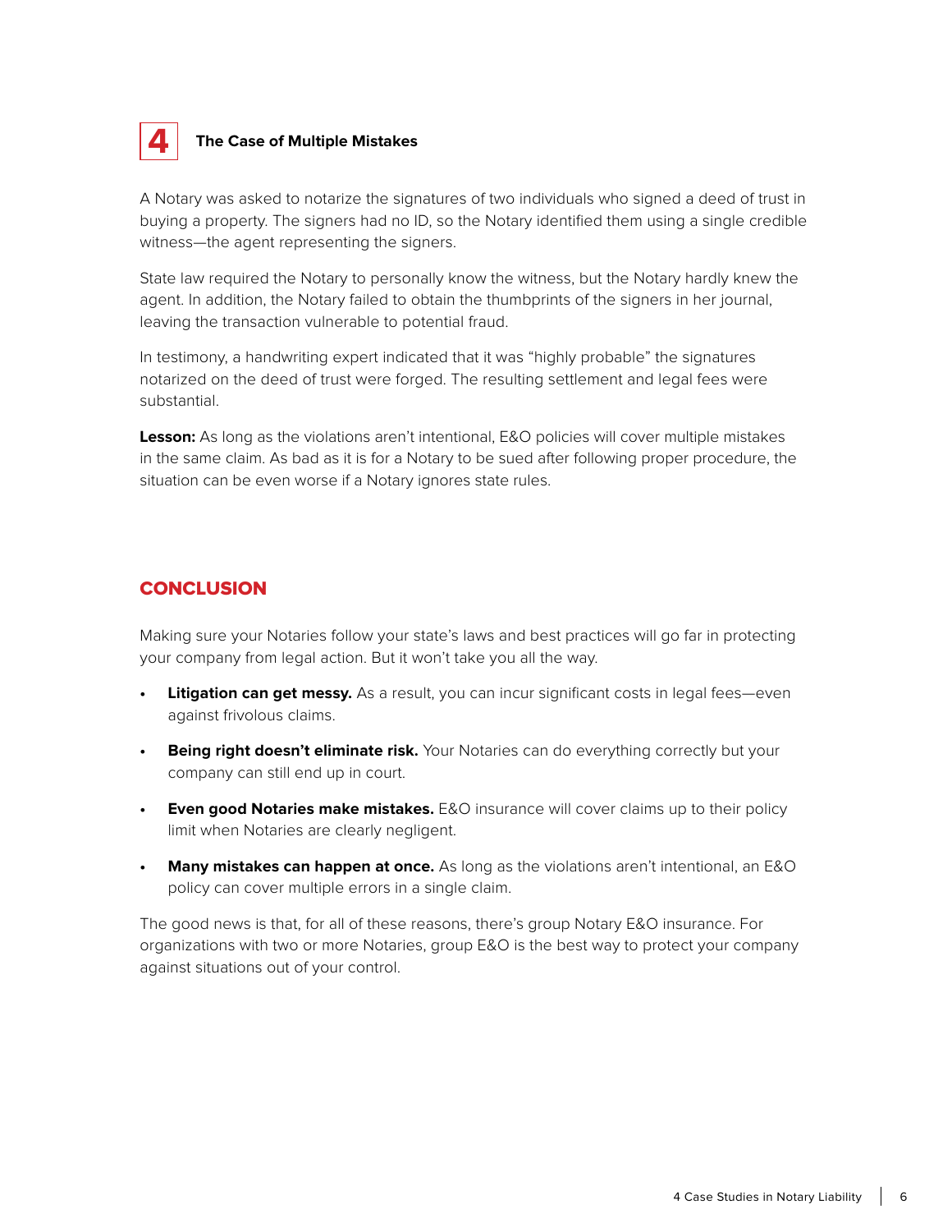## 4 The Case of Multiple Mistakes

A Notary was asked to notarize the signatures of two individuals who signed a deed of trust in buying a property. The signers had no ID, so the Notary identified them using a single credible witness—the agent representing the signers.

State law required the Notary to personally know the witness, but the Notary hardly knew the agent. In addition, the Notary failed to obtain the thumbprints of the signers in her journal, leaving the transaction vulnerable to potential fraud.

In testimony, a handwriting expert indicated that it was "highly probable" the signatures notarized on the deed of trust were forged. The resulting settlement and legal fees were substantial.

**Lesson:** As long as the violations aren't intentional, E&O policies will cover multiple mistakes in the same claim. As bad as it is for a Notary to be sued after following proper procedure, the situation can be even worse if a Notary ignores state rules.

## CONCLUSION

Making sure your Notaries follow your state's laws and best practices will go far in protecting your company from legal action. But it won't take you all the way.

- **Litigation can get messy.** As a result, you can incur significant costs in legal fees—even against frivolous claims.
- **Being right doesn't eliminate risk.** Your Notaries can do everything correctly but your company can still end up in court.
- **Even good Notaries make mistakes.** E&O insurance will cover claims up to their policy limit when Notaries are clearly negligent.
- **Many mistakes can happen at once.** As long as the violations aren't intentional, an E&O policy can cover multiple errors in a single claim.

The good news is that, for all of these reasons, there's group Notary E&O insurance. For organizations with two or more Notaries, group E&O is the best way to protect your company against situations out of your control.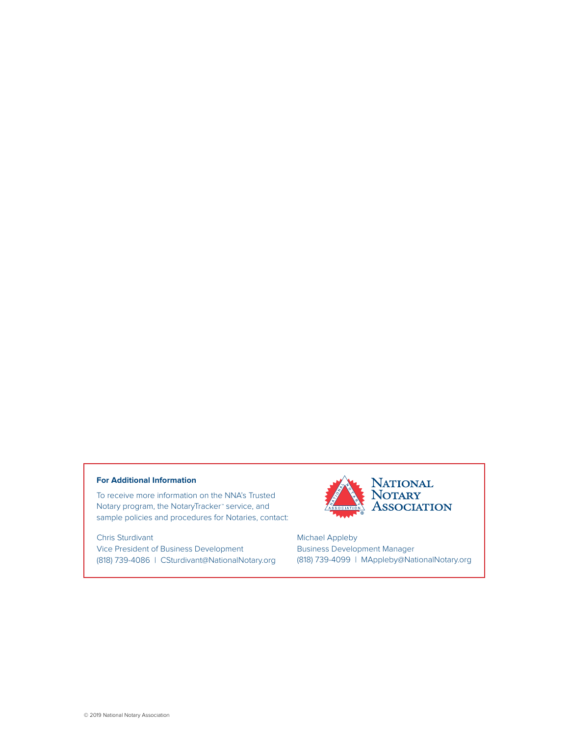**For Additional Information**

To receive more information on the NNA's Trusted Notary program, the NotaryTracker™ service, and sample policies and procedures for Notaries, contact:

NATIONAL NOTARY ASSOCIATION

Chris Sturdivant
Vice President of Business Development
(818) 739-4086 | CSturdivant@NationalNotary.org

Michael Appleby
Business Development Manager
(818) 739-4099 | MAppleby@NationalNotary.org

© 2019 National Notary Association